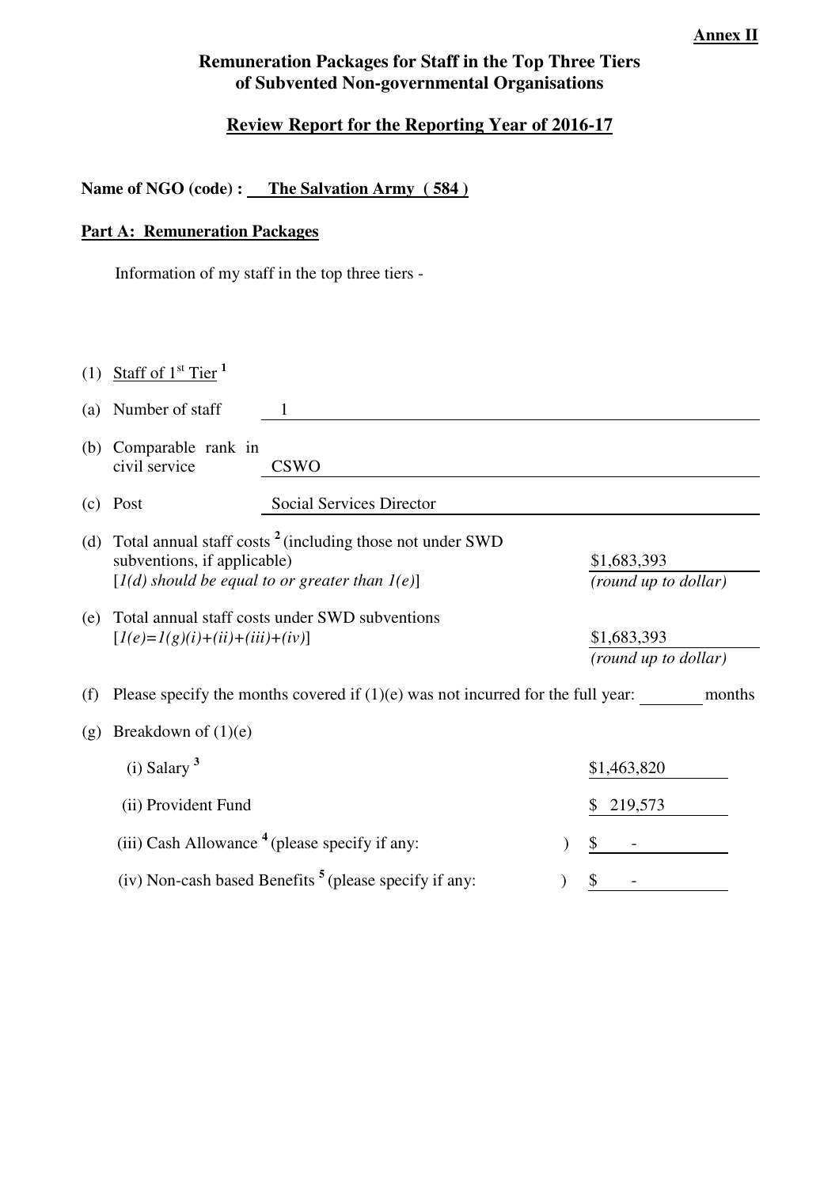**Annex II**

# Remuneration Packages for Staff in the Top Three Tiers of Subvented Non-governmental Organisations

## Review Report for the Reporting Year of 2016-17

**Name of NGO (code) : The Salvation Army ( 584 )**

**Part A: Remuneration Packages**

Information of my staff in the top three tiers -

(1) Staff of 1st Tier [1]

(a) Number of staff: 1

(b) Comparable rank in civil service: CSWO

(c) Post: Social Services Director

(d) Total annual staff costs [2] (including those not under SWD subventions, if applicable) [*1(d) should be equal to or greater than 1(e)*]: $1,683,393 *(round up to dollar)*

(e) Total annual staff costs under SWD subventions [*1(e)=1(g)(i)+(ii)+(iii)+(iv)*]: $1,683,393 *(round up to dollar)*

(f) Please specify the months covered if (1)(e) was not incurred for the full year: ________ months

(g) Breakdown of (1)(e)

(i) Salary [3]: $1,463,820

(ii) Provident Fund: $ 219,573

(iii) Cash Allowance [4] (please specify if any: ): $ -

(iv) Non-cash based Benefits [5] (please specify if any: ): $ -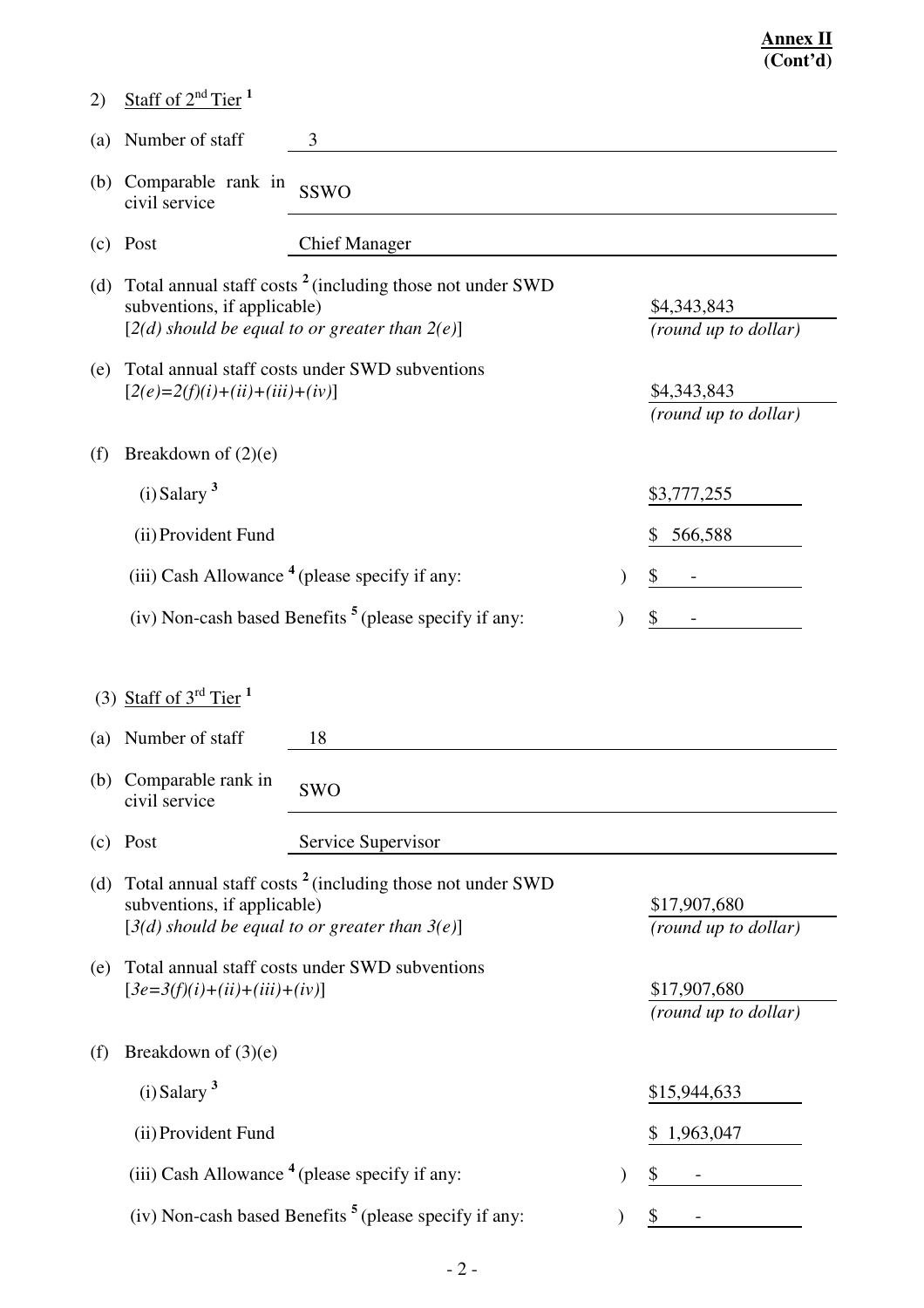**Annex II**
**(Cont'd)**

2) Staff of 2nd Tier [1]

(a) Number of staff 3

(b) Comparable rank in civil service SSWO

(c) Post Chief Manager

(d) Total annual staff costs [2] (including those not under SWD subventions, if applicable)
[*2(d) should be equal to or greater than 2(e)*] $4,343,843
*(round up to dollar)*

(e) Total annual staff costs under SWD subventions
[*2(e)=2(f)(i)+(ii)+(iii)+(iv)*] $4,343,843
*(round up to dollar)*

(f) Breakdown of (2)(e)

(i) Salary [3] $3,777,255

(ii) Provident Fund $ 566,588

(iii) Cash Allowance [4] (please specify if any: ) $ -

(iv) Non-cash based Benefits [5] (please specify if any: ) $ -

(3) Staff of 3rd Tier [1]

(a) Number of staff 18

(b) Comparable rank in civil service SWO

(c) Post Service Supervisor

(d) Total annual staff costs [2] (including those not under SWD subventions, if applicable)
[*3(d) should be equal to or greater than 3(e)*] $17,907,680
*(round up to dollar)*

(e) Total annual staff costs under SWD subventions
[*3e=3(f)(i)+(ii)+(iii)+(iv)*] $17,907,680
*(round up to dollar)*

(f) Breakdown of (3)(e)

(i) Salary [3] $15,944,633

(ii) Provident Fund $ 1,963,047

(iii) Cash Allowance [4] (please specify if any: ) $ -

(iv) Non-cash based Benefits [5] (please specify if any: ) $ -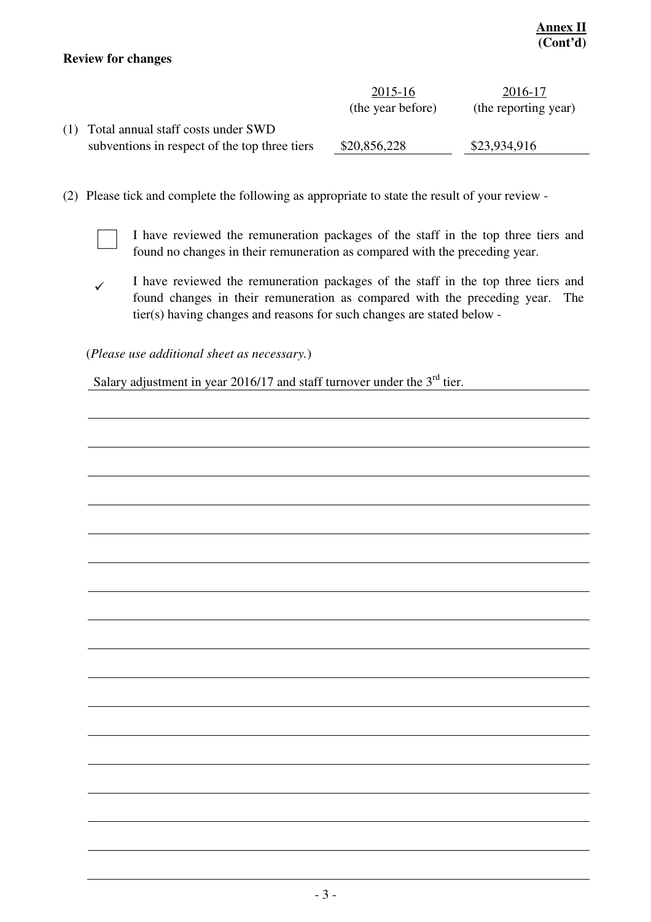**Annex II**
**(Cont'd)**

**Review for changes**

| | 2015-16 (the year before) | 2016-17 (the reporting year) |
|---|---|---|
| (1) Total annual staff costs under SWD subventions in respect of the top three tiers | $20,856,228 | $23,934,916 |

(2) Please tick and complete the following as appropriate to state the result of your review -

☐ I have reviewed the remuneration packages of the staff in the top three tiers and found no changes in their remuneration as compared with the preceding year.

✓ I have reviewed the remuneration packages of the staff in the top three tiers and found changes in their remuneration as compared with the preceding year. The tier(s) having changes and reasons for such changes are stated below -

(*Please use additional sheet as necessary.*)

Salary adjustment in year 2016/17 and staff turnover under the 3rd tier.